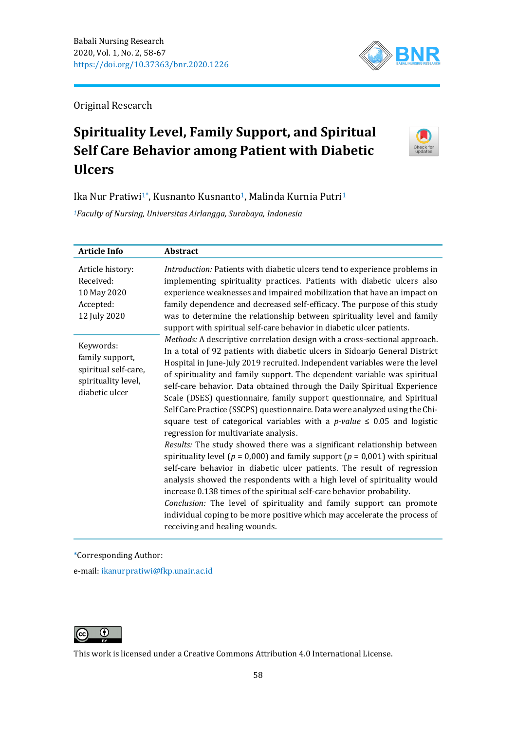Original Research

# Spirituality Level, Family Support, and Spiritual Self Care Behavior among Patient with Diabetic Ulcers

Ika Nur Pratiwi[1*], Kusnanto Kusnanto[1], Malinda Kurnia Putri[1]

[1]*Faculty of Nursing, Universitas Airlangga, Surabaya, Indonesia*

| Article Info | Abstract |
|---|---|
| Article history:<br>Received:<br>10 May 2020<br>Accepted:<br>12 July 2020<br><br>Keywords:<br>family support,<br>spiritual self-care,<br>spirituality level,<br>diabetic ulcer | *Introduction:* Patients with diabetic ulcers tend to experience problems in implementing spirituality practices. Patients with diabetic ulcers also experience weaknesses and impaired mobilization that have an impact on family dependence and decreased self-efficacy. The purpose of this study was to determine the relationship between spirituality level and family support with spiritual self-care behavior in diabetic ulcer patients.<br>*Methods:* A descriptive correlation design with a cross-sectional approach. In a total of 92 patients with diabetic ulcers in Sidoarjo General District Hospital in June-July 2019 recruited. Independent variables were the level of spirituality and family support. The dependent variable was spiritual self-care behavior. Data obtained through the Daily Spiritual Experience Scale (DSES) questionnaire, family support questionnaire, and Spiritual Self Care Practice (SSCPS) questionnaire. Data were analyzed using the Chi-square test of categorical variables with a *p-value* $\leq$ 0.05 and logistic regression for multivariate analysis.<br>*Results:* The study showed there was a significant relationship between spirituality level ($p$ = 0,000) and family support ($p$ = 0,001) with spiritual self-care behavior in diabetic ulcer patients. The result of regression analysis showed the respondents with a high level of spirituality would increase 0.138 times of the spiritual self-care behavior probability.<br>*Conclusion:* The level of spirituality and family support can promote individual coping to be more positive which may accelerate the process of receiving and healing wounds. |

*Corresponding Author:

e-mail: ikanurpratiwi@fkp.unair.ac.id

This work is licensed under a Creative Commons Attribution 4.0 International License.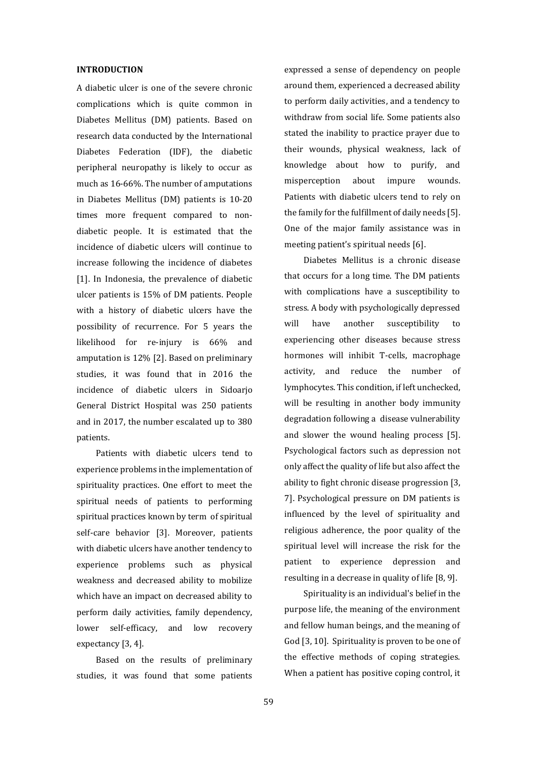## INTRODUCTION

A diabetic ulcer is one of the severe chronic complications which is quite common in Diabetes Mellitus (DM) patients. Based on research data conducted by the International Diabetes Federation (IDF), the diabetic peripheral neuropathy is likely to occur as much as 16-66%. The number of amputations in Diabetes Mellitus (DM) patients is 10-20 times more frequent compared to non-diabetic people. It is estimated that the incidence of diabetic ulcers will continue to increase following the incidence of diabetes [1]. In Indonesia, the prevalence of diabetic ulcer patients is 15% of DM patients. People with a history of diabetic ulcers have the possibility of recurrence. For 5 years the likelihood for re-injury is 66% and amputation is 12% [2]. Based on preliminary studies, it was found that in 2016 the incidence of diabetic ulcers in Sidoarjo General District Hospital was 250 patients and in 2017, the number escalated up to 380 patients.

Patients with diabetic ulcers tend to experience problems in the implementation of spirituality practices. One effort to meet the spiritual needs of patients to performing spiritual practices known by term of spiritual self-care behavior [3]. Moreover, patients with diabetic ulcers have another tendency to experience problems such as physical weakness and decreased ability to mobilize which have an impact on decreased ability to perform daily activities, family dependency, lower self-efficacy, and low recovery expectancy [3, 4].

Based on the results of preliminary studies, it was found that some patients expressed a sense of dependency on people around them, experienced a decreased ability to perform daily activities, and a tendency to withdraw from social life. Some patients also stated the inability to practice prayer due to their wounds, physical weakness, lack of knowledge about how to purify, and misperception about impure wounds. Patients with diabetic ulcers tend to rely on the family for the fulfillment of daily needs [5]. One of the major family assistance was in meeting patient's spiritual needs [6].

Diabetes Mellitus is a chronic disease that occurs for a long time. The DM patients with complications have a susceptibility to stress. A body with psychologically depressed will have another susceptibility to experiencing other diseases because stress hormones will inhibit T-cells, macrophage activity, and reduce the number of lymphocytes. This condition, if left unchecked, will be resulting in another body immunity degradation following a disease vulnerability and slower the wound healing process [5]. Psychological factors such as depression not only affect the quality of life but also affect the ability to fight chronic disease progression [3, 7]. Psychological pressure on DM patients is influenced by the level of spirituality and religious adherence, the poor quality of the spiritual level will increase the risk for the patient to experience depression and resulting in a decrease in quality of life [8, 9].

Spirituality is an individual's belief in the purpose life, the meaning of the environment and fellow human beings, and the meaning of God [3, 10]. Spirituality is proven to be one of the effective methods of coping strategies. When a patient has positive coping control, it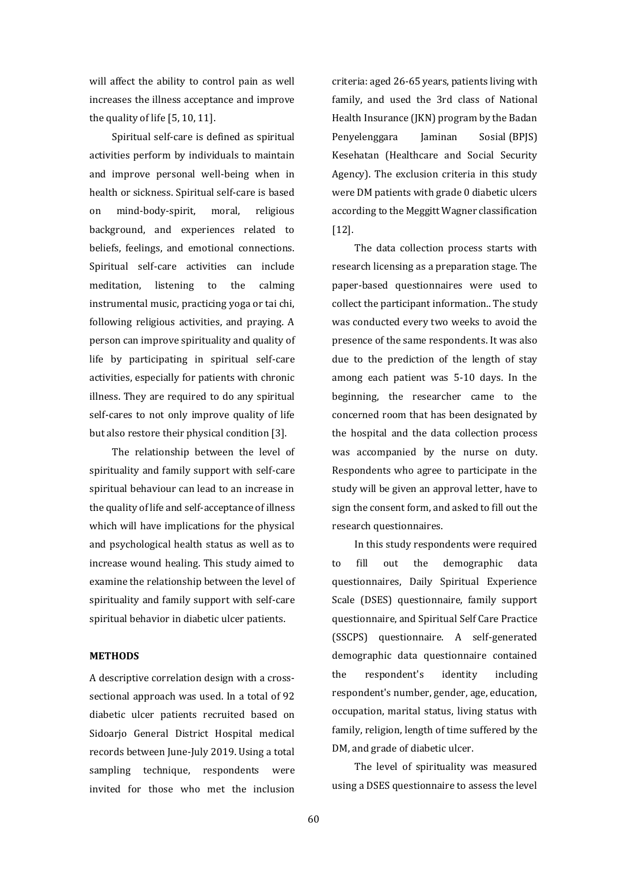will affect the ability to control pain as well increases the illness acceptance and improve the quality of life [5, 10, 11].

Spiritual self-care is defined as spiritual activities perform by individuals to maintain and improve personal well-being when in health or sickness. Spiritual self-care is based on mind-body-spirit, moral, religious background, and experiences related to beliefs, feelings, and emotional connections. Spiritual self-care activities can include meditation, listening to the calming instrumental music, practicing yoga or tai chi, following religious activities, and praying. A person can improve spirituality and quality of life by participating in spiritual self-care activities, especially for patients with chronic illness. They are required to do any spiritual self-cares to not only improve quality of life but also restore their physical condition [3].

The relationship between the level of spirituality and family support with self-care spiritual behaviour can lead to an increase in the quality of life and self-acceptance of illness which will have implications for the physical and psychological health status as well as to increase wound healing. This study aimed to examine the relationship between the level of spirituality and family support with self-care spiritual behavior in diabetic ulcer patients.

## METHODS

A descriptive correlation design with a cross-sectional approach was used. In a total of 92 diabetic ulcer patients recruited based on Sidoarjo General District Hospital medical records between June-July 2019. Using a total sampling technique, respondents were invited for those who met the inclusion criteria: aged 26-65 years, patients living with family, and used the 3rd class of National Health Insurance (JKN) program by the Badan Penyelenggara Jaminan Sosial (BPJS) Kesehatan (Healthcare and Social Security Agency). The exclusion criteria in this study were DM patients with grade 0 diabetic ulcers according to the Meggitt Wagner classification [12].

The data collection process starts with research licensing as a preparation stage. The paper-based questionnaires were used to collect the participant information.. The study was conducted every two weeks to avoid the presence of the same respondents. It was also due to the prediction of the length of stay among each patient was 5-10 days. In the beginning, the researcher came to the concerned room that has been designated by the hospital and the data collection process was accompanied by the nurse on duty. Respondents who agree to participate in the study will be given an approval letter, have to sign the consent form, and asked to fill out the research questionnaires.

In this study respondents were required to fill out the demographic data questionnaires, Daily Spiritual Experience Scale (DSES) questionnaire, family support questionnaire, and Spiritual Self Care Practice (SSCPS) questionnaire. A self-generated demographic data questionnaire contained the respondent's identity including respondent's number, gender, age, education, occupation, marital status, living status with family, religion, length of time suffered by the DM, and grade of diabetic ulcer.

The level of spirituality was measured using a DSES questionnaire to assess the level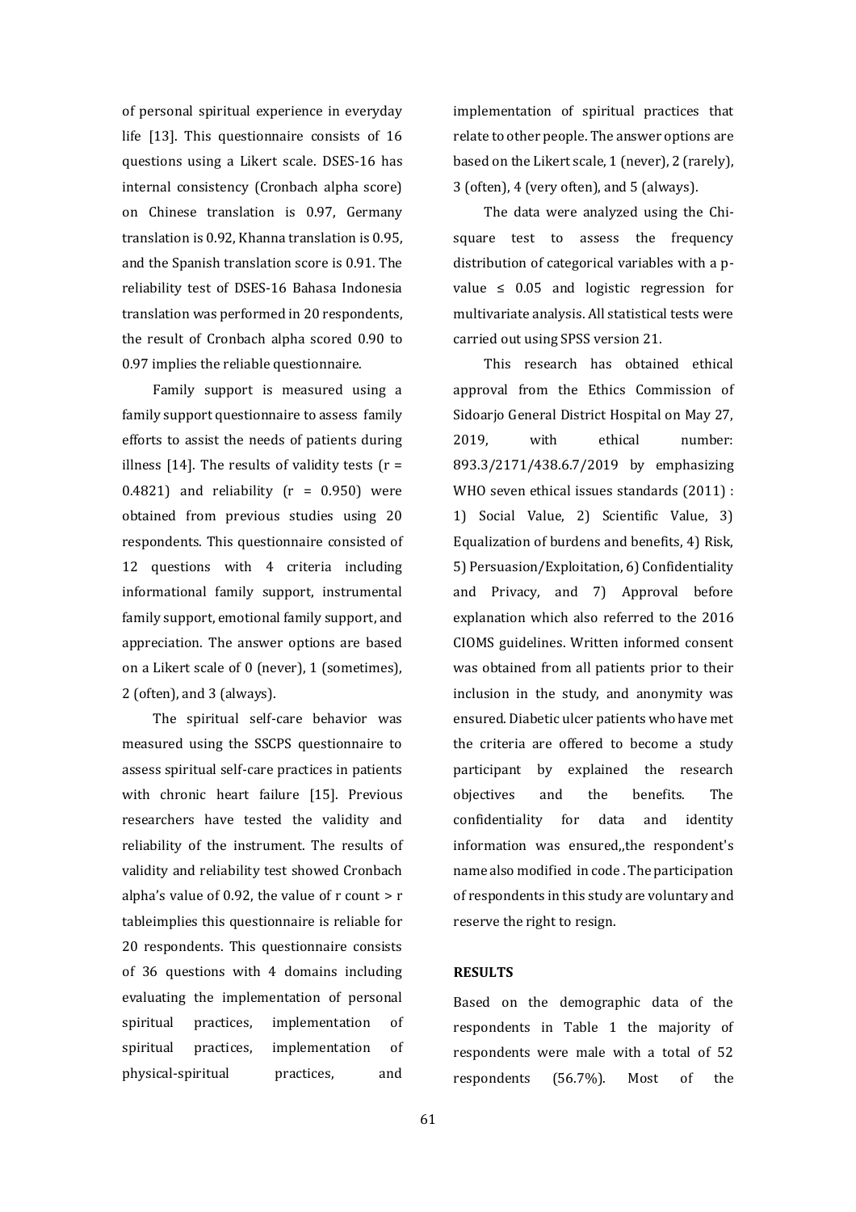of personal spiritual experience in everyday life [13]. This questionnaire consists of 16 questions using a Likert scale. DSES-16 has internal consistency (Cronbach alpha score) on Chinese translation is 0.97, Germany translation is 0.92, Khanna translation is 0.95, and the Spanish translation score is 0.91. The reliability test of DSES-16 Bahasa Indonesia translation was performed in 20 respondents, the result of Cronbach alpha scored 0.90 to 0.97 implies the reliable questionnaire.

Family support is measured using a family support questionnaire to assess family efforts to assist the needs of patients during illness [14]. The results of validity tests ($r = 0.4821$) and reliability ($r = 0.950$) were obtained from previous studies using 20 respondents. This questionnaire consisted of 12 questions with 4 criteria including informational family support, instrumental family support, emotional family support, and appreciation. The answer options are based on a Likert scale of 0 (never), 1 (sometimes), 2 (often), and 3 (always).

The spiritual self-care behavior was measured using the SSCPS questionnaire to assess spiritual self-care practices in patients with chronic heart failure [15]. Previous researchers have tested the validity and reliability of the instrument. The results of validity and reliability test showed Cronbach alpha's value of 0.92, the value of r count > r tableimplies this questionnaire is reliable for 20 respondents. This questionnaire consists of 36 questions with 4 domains including evaluating the implementation of personal spiritual practices, implementation of spiritual practices, implementation of physical-spiritual practices, and implementation of spiritual practices that relate to other people. The answer options are based on the Likert scale, 1 (never), 2 (rarely), 3 (often), 4 (very often), and 5 (always).

The data were analyzed using the Chi-square test to assess the frequency distribution of categorical variables with a p-value $\leq 0.05$ and logistic regression for multivariate analysis. All statistical tests were carried out using SPSS version 21.

This research has obtained ethical approval from the Ethics Commission of Sidoarjo General District Hospital on May 27, 2019, with ethical number: 893.3/2171/438.6.7/2019 by emphasizing WHO seven ethical issues standards (2011) : 1) Social Value, 2) Scientific Value, 3) Equalization of burdens and benefits, 4) Risk, 5) Persuasion/Exploitation, 6) Confidentiality and Privacy, and 7) Approval before explanation which also referred to the 2016 CIOMS guidelines. Written informed consent was obtained from all patients prior to their inclusion in the study, and anonymity was ensured. Diabetic ulcer patients who have met the criteria are offered to become a study participant by explained the research objectives and the benefits. The confidentiality for data and identity information was ensured,,the respondent's name also modified in code . The participation of respondents in this study are voluntary and reserve the right to resign.

## RESULTS

Based on the demographic data of the respondents in Table 1 the majority of respondents were male with a total of 52 respondents (56.7%). Most of the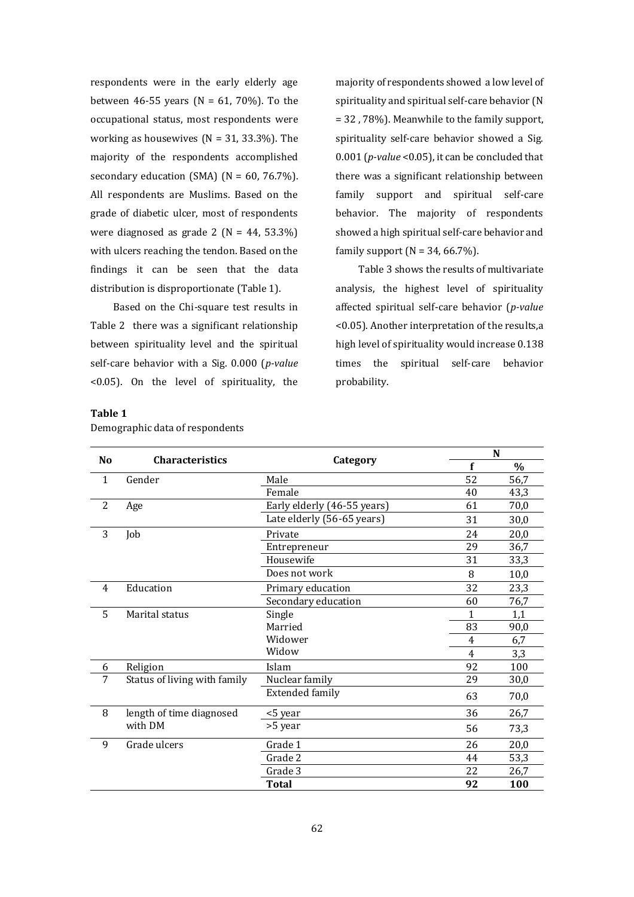respondents were in the early elderly age between 46-55 years (N = 61, 70%). To the occupational status, most respondents were working as housewives (N = 31, 33.3%). The majority of the respondents accomplished secondary education (SMA) (N = 60, 76.7%). All respondents are Muslims. Based on the grade of diabetic ulcer, most of respondents were diagnosed as grade 2 (N = 44, 53.3%) with ulcers reaching the tendon. Based on the findings it can be seen that the data distribution is disproportionate (Table 1).

Based on the Chi-square test results in Table 2 there was a significant relationship between spirituality level and the spiritual self-care behavior with a Sig. 0.000 (*p-value* <0.05). On the level of spirituality, the majority of respondents showed a low level of spirituality and spiritual self-care behavior (N = 32 , 78%). Meanwhile to the family support, spirituality self-care behavior showed a Sig. 0.001 (*p-value* <0.05), it can be concluded that there was a significant relationship between family support and spiritual self-care behavior. The majority of respondents showed a high spiritual self-care behavior and family support (N = 34, 66.7%).

Table 3 shows the results of multivariate analysis, the highest level of spirituality affected spiritual self-care behavior (*p-value* <0.05). Another interpretation of the results,a high level of spirituality would increase 0.138 times the spiritual self-care behavior probability.

**Table 1**

Demographic data of respondents

| No | Characteristics | Category | N | |
|---|---|---|---|---|
| | | | f | % |
| 1 | Gender | Male | 52 | 56,7 |
| | | Female | 40 | 43,3 |
| 2 | Age | Early elderly (46-55 years) | 61 | 70,0 |
| | | Late elderly (56-65 years) | 31 | 30,0 |
| 3 | Job | Private | 24 | 20,0 |
| | | Entrepreneur | 29 | 36,7 |
| | | Housewife | 31 | 33,3 |
| | | Does not work | 8 | 10,0 |
| 4 | Education | Primary education | 32 | 23,3 |
| | | Secondary education | 60 | 76,7 |
| 5 | Marital status | Single | 1 | 1,1 |
| | | Married | 83 | 90,0 |
| | | Widower | 4 | 6,7 |
| | | Widow | 4 | 3,3 |
| 6 | Religion | Islam | 92 | 100 |
| 7 | Status of living with family | Nuclear family | 29 | 30,0 |
| | | Extended family | 63 | 70,0 |
| 8 | length of time diagnosed with DM | <5 year | 36 | 26,7 |
| | | >5 year | 56 | 73,3 |
| 9 | Grade ulcers | Grade 1 | 26 | 20,0 |
| | | Grade 2 | 44 | 53,3 |
| | | Grade 3 | 22 | 26,7 |
| | | **Total** | **92** | **100** |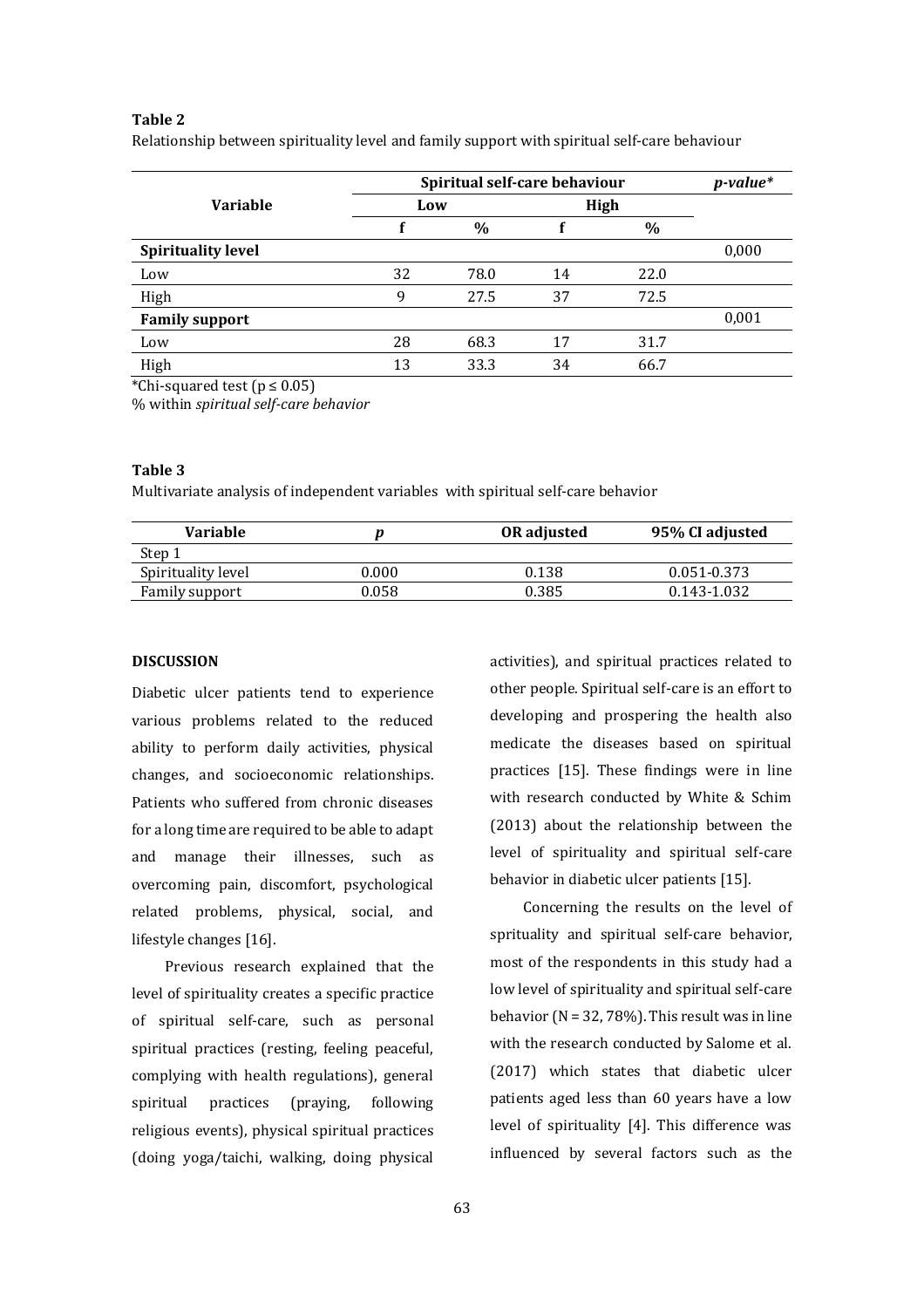**Table 2**

Relationship between spirituality level and family support with spiritual self-care behaviour

| Variable | Spiritual self-care behaviour | | | | *p-value** |
|---|---|---|---|---|---|
| | Low | | High | | |
| | f | % | f | % | |
| **Spirituality level** | | | | | 0,000 |
| Low | 32 | 78.0 | 14 | 22.0 | |
| High | 9 | 27.5 | 37 | 72.5 | |
| **Family support** | | | | | 0,001 |
| Low | 28 | 68.3 | 17 | 31.7 | |
| High | 13 | 33.3 | 34 | 66.7 | |

*Chi-squared test ($p \leq 0.05$)

% within *spiritual self-care behavior*

**Table 3**

Multivariate analysis of independent variables with spiritual self-care behavior

| Variable | *p* | OR adjusted | 95% CI adjusted |
|---|---|---|---|
| Step 1 | | | |
| Spirituality level | 0.000 | 0.138 | 0.051-0.373 |
| Family support | 0.058 | 0.385 | 0.143-1.032 |

## DISCUSSION

Diabetic ulcer patients tend to experience various problems related to the reduced ability to perform daily activities, physical changes, and socioeconomic relationships. Patients who suffered from chronic diseases for a long time are required to be able to adapt and manage their illnesses, such as overcoming pain, discomfort, psychological related problems, physical, social, and lifestyle changes [16].

Previous research explained that the level of spirituality creates a specific practice of spiritual self-care, such as personal spiritual practices (resting, feeling peaceful, complying with health regulations), general spiritual practices (praying, following religious events), physical spiritual practices (doing yoga/taichi, walking, doing physical activities), and spiritual practices related to other people. Spiritual self-care is an effort to developing and prospering the health also medicate the diseases based on spiritual practices [15]. These findings were in line with research conducted by White & Schim (2013) about the relationship between the level of spirituality and spiritual self-care behavior in diabetic ulcer patients [15].

Concerning the results on the level of sprituality and spiritual self-care behavior, most of the respondents in this study had a low level of spirituality and spiritual self-care behavior (N = 32, 78%). This result was in line with the research conducted by Salome et al. (2017) which states that diabetic ulcer patients aged less than 60 years have a low level of spirituality [4]. This difference was influenced by several factors such as the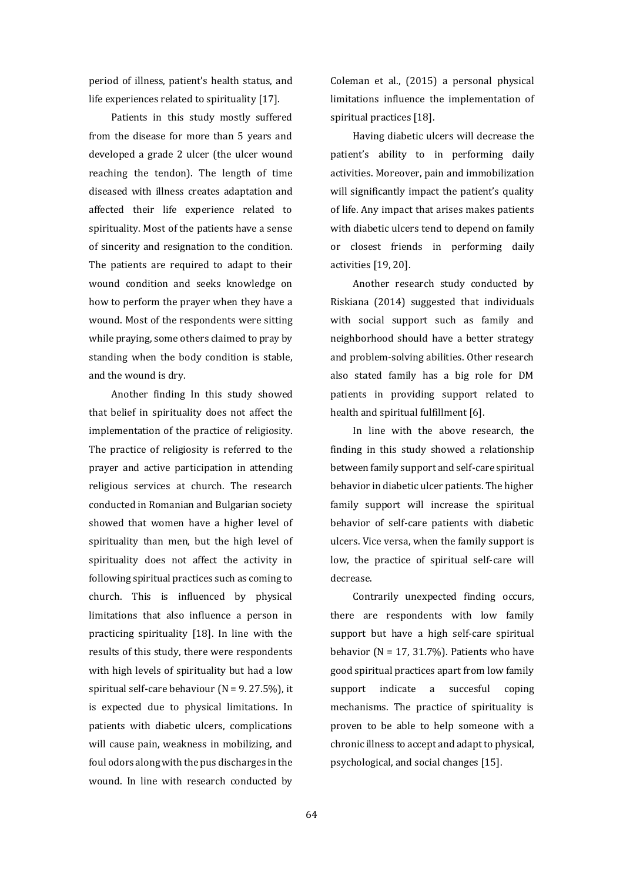period of illness, patient's health status, and life experiences related to spirituality [17].

Patients in this study mostly suffered from the disease for more than 5 years and developed a grade 2 ulcer (the ulcer wound reaching the tendon). The length of time diseased with illness creates adaptation and affected their life experience related to spirituality. Most of the patients have a sense of sincerity and resignation to the condition. The patients are required to adapt to their wound condition and seeks knowledge on how to perform the prayer when they have a wound. Most of the respondents were sitting while praying, some others claimed to pray by standing when the body condition is stable, and the wound is dry.

Another finding In this study showed that belief in spirituality does not affect the implementation of the practice of religiosity. The practice of religiosity is referred to the prayer and active participation in attending religious services at church. The research conducted in Romanian and Bulgarian society showed that women have a higher level of spirituality than men, but the high level of spirituality does not affect the activity in following spiritual practices such as coming to church. This is influenced by physical limitations that also influence a person in practicing spirituality [18]. In line with the results of this study, there were respondents with high levels of spirituality but had a low spiritual self-care behaviour (N = 9. 27.5%), it is expected due to physical limitations. In patients with diabetic ulcers, complications will cause pain, weakness in mobilizing, and foul odors along with the pus discharges in the wound. In line with research conducted by Coleman et al., (2015) a personal physical limitations influence the implementation of spiritual practices [18].

Having diabetic ulcers will decrease the patient's ability to in performing daily activities. Moreover, pain and immobilization will significantly impact the patient's quality of life. Any impact that arises makes patients with diabetic ulcers tend to depend on family or closest friends in performing daily activities [19, 20].

Another research study conducted by Riskiana (2014) suggested that individuals with social support such as family and neighborhood should have a better strategy and problem-solving abilities. Other research also stated family has a big role for DM patients in providing support related to health and spiritual fulfillment [6].

In line with the above research, the finding in this study showed a relationship between family support and self-care spiritual behavior in diabetic ulcer patients. The higher family support will increase the spiritual behavior of self-care patients with diabetic ulcers. Vice versa, when the family support is low, the practice of spiritual self-care will decrease.

Contrarily unexpected finding occurs, there are respondents with low family support but have a high self-care spiritual behavior (N = 17, 31.7%). Patients who have good spiritual practices apart from low family support indicate a succesful coping mechanisms. The practice of spirituality is proven to be able to help someone with a chronic illness to accept and adapt to physical, psychological, and social changes [15].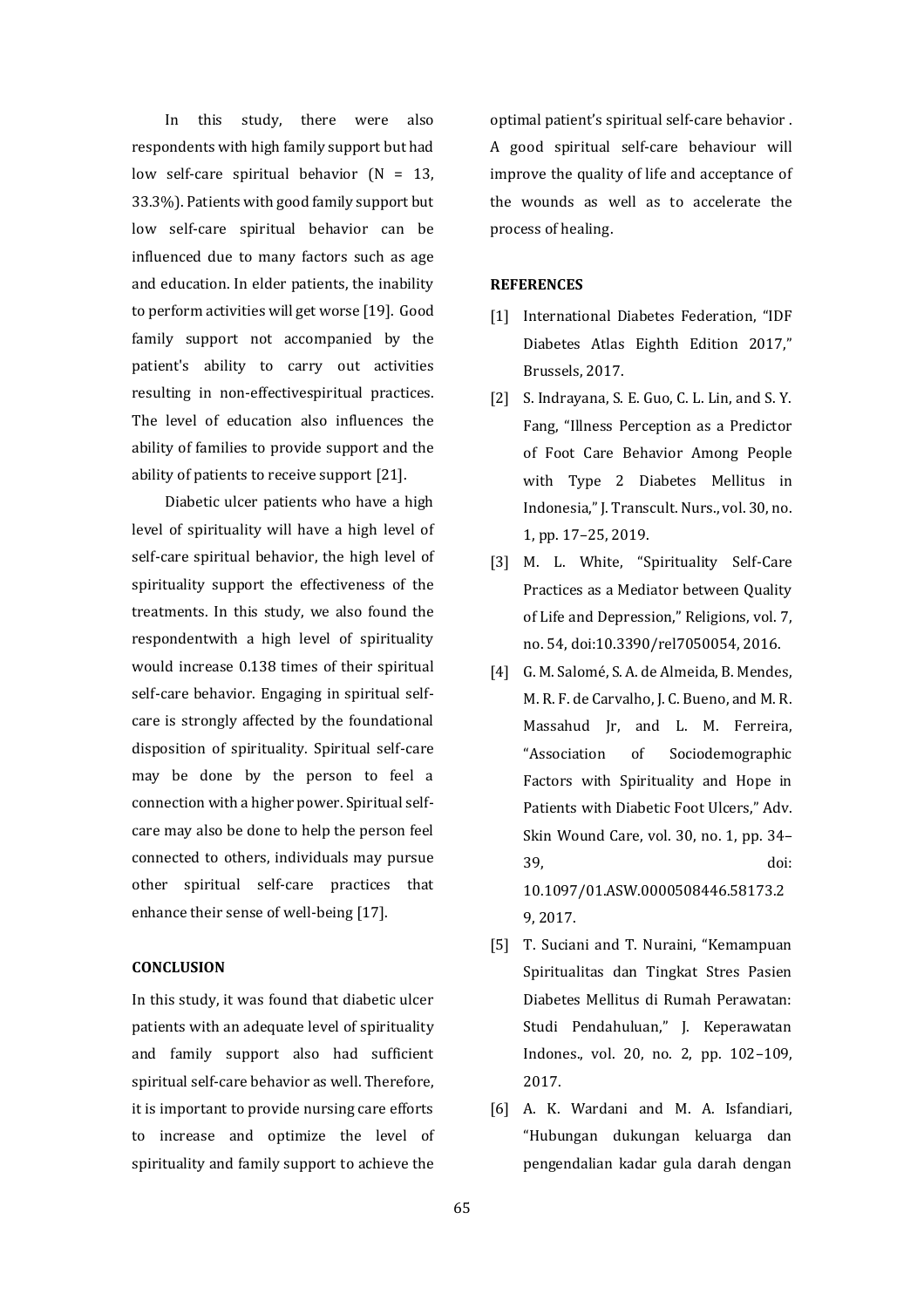In this study, there were also respondents with high family support but had low self-care spiritual behavior (N = 13, 33.3%). Patients with good family support but low self-care spiritual behavior can be influenced due to many factors such as age and education. In elder patients, the inability to perform activities will get worse [19]. Good family support not accompanied by the patient's ability to carry out activities resulting in non-effectivespiritual practices. The level of education also influences the ability of families to provide support and the ability of patients to receive support [21].

Diabetic ulcer patients who have a high level of spirituality will have a high level of self-care spiritual behavior, the high level of spirituality support the effectiveness of the treatments. In this study, we also found the respondentwith a high level of spirituality would increase 0.138 times of their spiritual self-care behavior. Engaging in spiritual self-care is strongly affected by the foundational disposition of spirituality. Spiritual self-care may be done by the person to feel a connection with a higher power. Spiritual self-care may also be done to help the person feel connected to others, individuals may pursue other spiritual self-care practices that enhance their sense of well-being [17].

**CONCLUSION**

In this study, it was found that diabetic ulcer patients with an adequate level of spirituality and family support also had sufficient spiritual self-care behavior as well. Therefore, it is important to provide nursing care efforts to increase and optimize the level of spirituality and family support to achieve the optimal patient's spiritual self-care behavior . A good spiritual self-care behaviour will improve the quality of life and acceptance of the wounds as well as to accelerate the process of healing.

**REFERENCES**

[1] International Diabetes Federation, "IDF Diabetes Atlas Eighth Edition 2017," Brussels, 2017.

[2] S. Indrayana, S. E. Guo, C. L. Lin, and S. Y. Fang, "Illness Perception as a Predictor of Foot Care Behavior Among People with Type 2 Diabetes Mellitus in Indonesia," J. Transcult. Nurs., vol. 30, no. 1, pp. 17–25, 2019.

[3] M. L. White, "Spirituality Self-Care Practices as a Mediator between Quality of Life and Depression," Religions, vol. 7, no. 54, doi:10.3390/rel7050054, 2016.

[4] G. M. Salomé, S. A. de Almeida, B. Mendes, M. R. F. de Carvalho, J. C. Bueno, and M. R. Massahud Jr, and L. M. Ferreira, "Association of Sociodemographic Factors with Spirituality and Hope in Patients with Diabetic Foot Ulcers," Adv. Skin Wound Care, vol. 30, no. 1, pp. 34–39, doi: 10.1097/01.ASW.0000508446.58173.29, 2017.

[5] T. Suciani and T. Nuraini, "Kemampuan Spiritualitas dan Tingkat Stres Pasien Diabetes Mellitus di Rumah Perawatan: Studi Pendahuluan," J. Keperawatan Indones., vol. 20, no. 2, pp. 102–109, 2017.

[6] A. K. Wardani and M. A. Isfandiari, "Hubungan dukungan keluarga dan pengendalian kadar gula darah dengan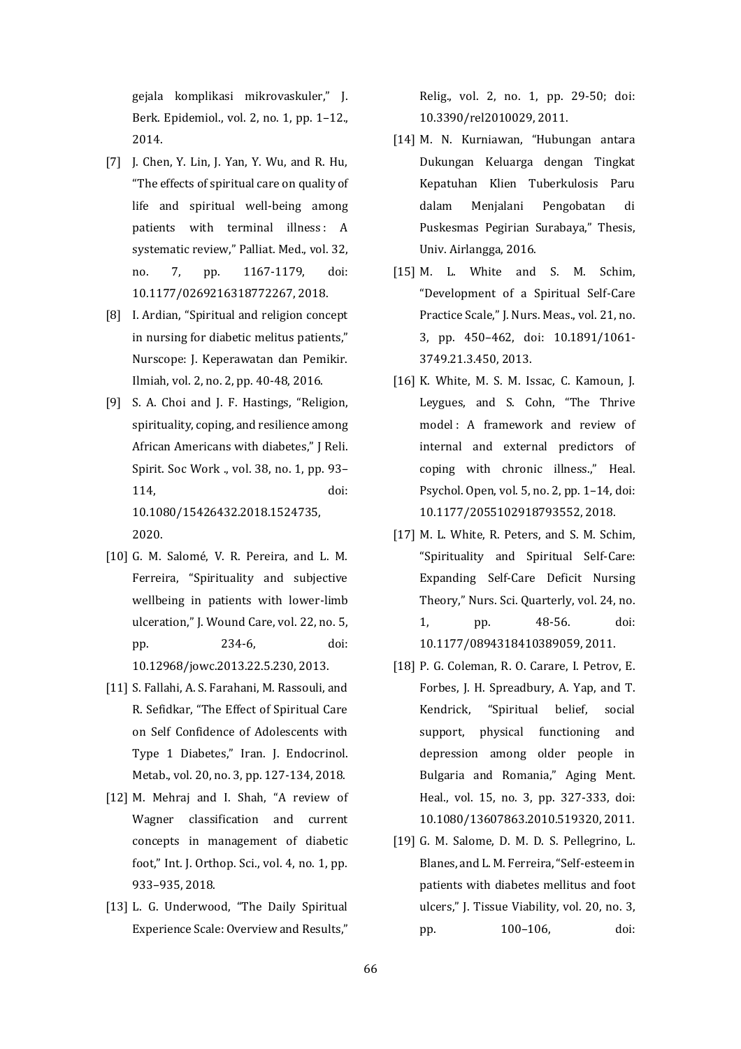gejala komplikasi mikrovaskuler," J. Berk. Epidemiol., vol. 2, no. 1, pp. 1–12., 2014.

[7] J. Chen, Y. Lin, J. Yan, Y. Wu, and R. Hu, "The effects of spiritual care on quality of life and spiritual well-being among patients with terminal illness : A systematic review," Palliat. Med., vol. 32, no. 7, pp. 1167-1179, doi: 10.1177/0269216318772267, 2018.

[8] I. Ardian, "Spiritual and religion concept in nursing for diabetic melitus patients," Nurscope: J. Keperawatan dan Pemikir. Ilmiah, vol. 2, no. 2, pp. 40-48, 2016.

[9] S. A. Choi and J. F. Hastings, "Religion, spirituality, coping, and resilience among African Americans with diabetes," J Reli. Spirit. Soc Work ., vol. 38, no. 1, pp. 93–114, doi: 10.1080/15426432.2018.1524735, 2020.

[10] G. M. Salomé, V. R. Pereira, and L. M. Ferreira, "Spirituality and subjective wellbeing in patients with lower-limb ulceration," J. Wound Care, vol. 22, no. 5, pp. 234-6, doi: 10.12968/jowc.2013.22.5.230, 2013.

[11] S. Fallahi, A. S. Farahani, M. Rassouli, and R. Sefidkar, "The Effect of Spiritual Care on Self Confidence of Adolescents with Type 1 Diabetes," Iran. J. Endocrinol. Metab., vol. 20, no. 3, pp. 127-134, 2018.

[12] M. Mehraj and I. Shah, "A review of Wagner classification and current concepts in management of diabetic foot," Int. J. Orthop. Sci., vol. 4, no. 1, pp. 933–935, 2018.

[13] L. G. Underwood, "The Daily Spiritual Experience Scale: Overview and Results," Relig., vol. 2, no. 1, pp. 29-50; doi: 10.3390/rel2010029, 2011.

[14] M. N. Kurniawan, "Hubungan antara Dukungan Keluarga dengan Tingkat Kepatuhan Klien Tuberkulosis Paru dalam Menjalani Pengobatan di Puskesmas Pegirian Surabaya," Thesis, Univ. Airlangga, 2016.

[15] M. L. White and S. M. Schim, "Development of a Spiritual Self-Care Practice Scale," J. Nurs. Meas., vol. 21, no. 3, pp. 450–462, doi: 10.1891/1061-3749.21.3.450, 2013.

[16] K. White, M. S. M. Issac, C. Kamoun, J. Leygues, and S. Cohn, "The Thrive model : A framework and review of internal and external predictors of coping with chronic illness.," Heal. Psychol. Open, vol. 5, no. 2, pp. 1–14, doi: 10.1177/2055102918793552, 2018.

[17] M. L. White, R. Peters, and S. M. Schim, "Spirituality and Spiritual Self-Care: Expanding Self-Care Deficit Nursing Theory," Nurs. Sci. Quarterly, vol. 24, no. 1, pp. 48-56. doi: 10.1177/0894318410389059, 2011.

[18] P. G. Coleman, R. O. Carare, I. Petrov, E. Forbes, J. H. Spreadbury, A. Yap, and T. Kendrick, "Spiritual belief, social support, physical functioning and depression among older people in Bulgaria and Romania," Aging Ment. Heal., vol. 15, no. 3, pp. 327-333, doi: 10.1080/13607863.2010.519320, 2011.

[19] G. M. Salome, D. M. D. S. Pellegrino, L. Blanes, and L. M. Ferreira, "Self-esteem in patients with diabetes mellitus and foot ulcers," J. Tissue Viability, vol. 20, no. 3, pp. 100–106, doi: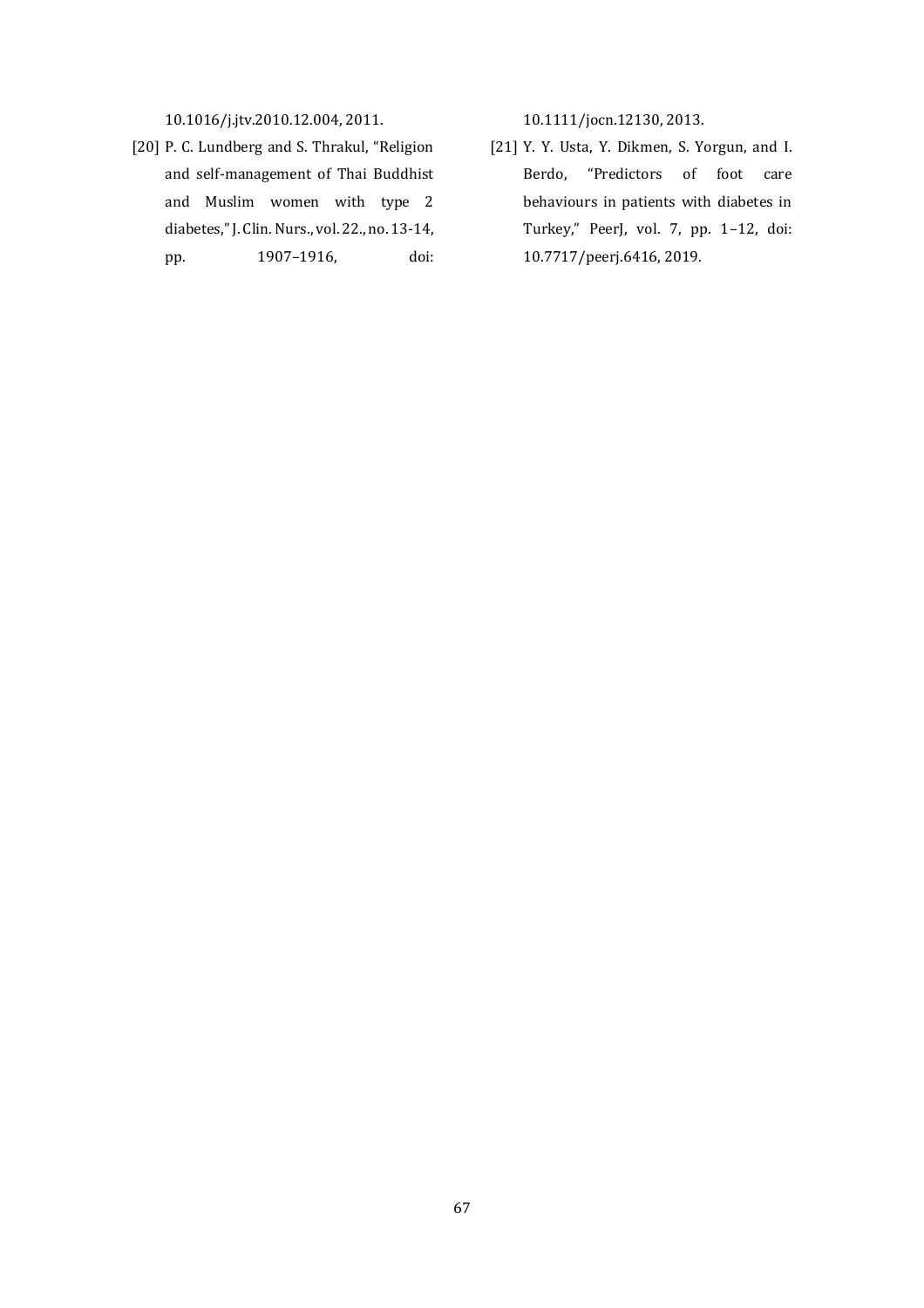10.1016/j.jtv.2010.12.004, 2011.

[20] P. C. Lundberg and S. Thrakul, “Religion and self-management of Thai Buddhist and Muslim women with type 2 diabetes,” J. Clin. Nurs., vol. 22., no. 13-14, pp. 1907–1916, doi: 10.1111/jocn.12130, 2013.

[21] Y. Y. Usta, Y. Dikmen, S. Yorgun, and I. Berdo, “Predictors of foot care behaviours in patients with diabetes in Turkey,” PeerJ, vol. 7, pp. 1–12, doi: 10.7717/peerj.6416, 2019.